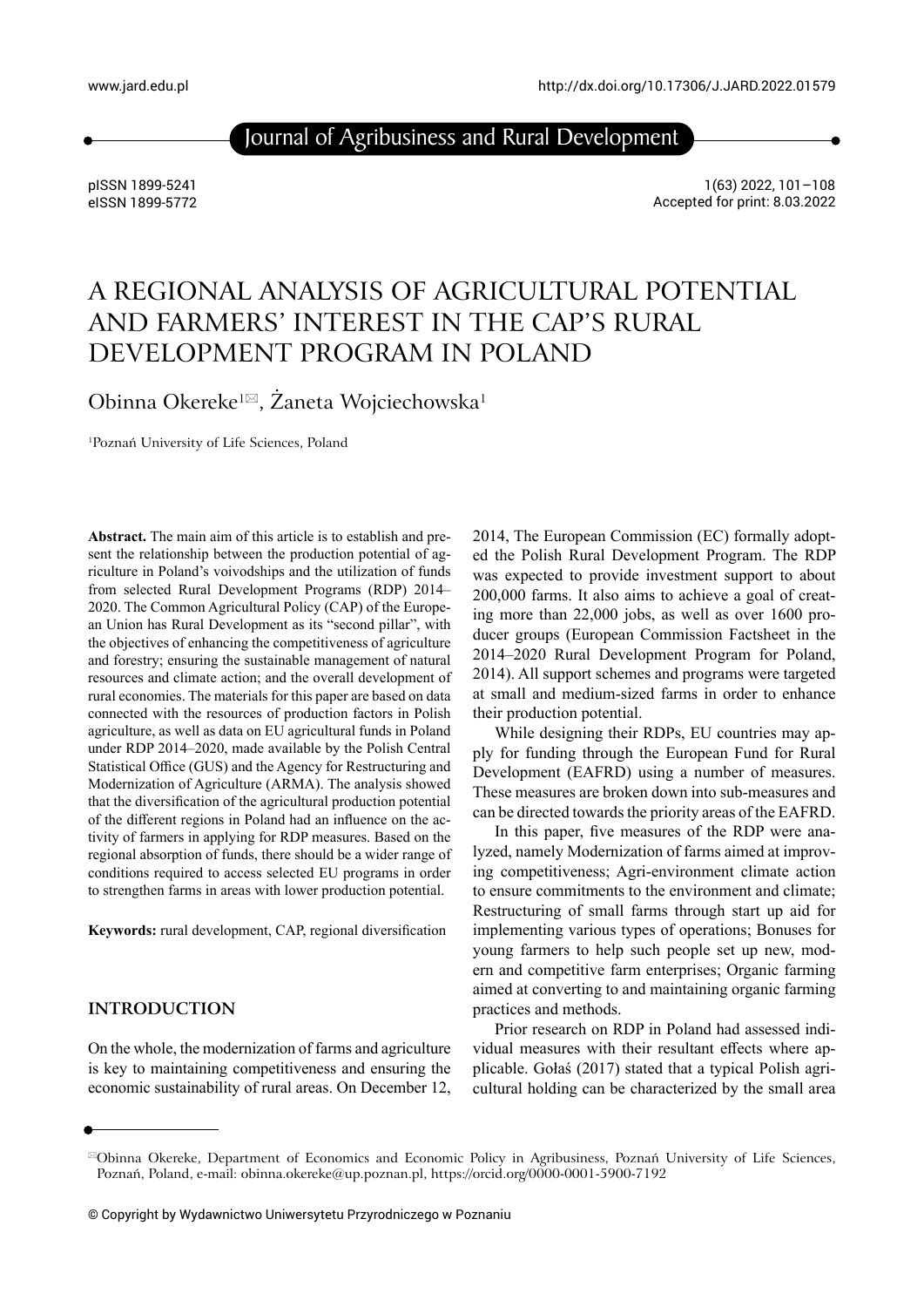# A REGIONAL ANALYSIS OF AGRICULTURAL POTENTIAL AND FARMERS' INTEREST IN THE CAP'S RURAL DEVELOPMENT PROGRAM IN POLAND

Obinna Okereke[1✉], Żaneta Wojciechowska[1]

[1]Poznań University of Life Sciences, Poland

**Abstract.** The main aim of this article is to establish and present the relationship between the production potential of agriculture in Poland's voivodships and the utilization of funds from selected Rural Development Programs (RDP) 2014–2020. The Common Agricultural Policy (CAP) of the European Union has Rural Development as its "second pillar", with the objectives of enhancing the competitiveness of agriculture and forestry; ensuring the sustainable management of natural resources and climate action; and the overall development of rural economies. The materials for this paper are based on data connected with the resources of production factors in Polish agriculture, as well as data on EU agricultural funds in Poland under RDP 2014–2020, made available by the Polish Central Statistical Office (GUS) and the Agency for Restructuring and Modernization of Agriculture (ARMA). The analysis showed that the diversification of the agricultural production potential of the different regions in Poland had an influence on the activity of farmers in applying for RDP measures. Based on the regional absorption of funds, there should be a wider range of conditions required to access selected EU programs in order to strengthen farms in areas with lower production potential.

**Keywords:** rural development, CAP, regional diversification

## INTRODUCTION

On the whole, the modernization of farms and agriculture is key to maintaining competitiveness and ensuring the economic sustainability of rural areas. On December 12, 2014, The European Commission (EC) formally adopted the Polish Rural Development Program. The RDP was expected to provide investment support to about 200,000 farms. It also aims to achieve a goal of creating more than 22,000 jobs, as well as over 1600 producer groups (European Commission Factsheet in the 2014–2020 Rural Development Program for Poland, 2014). All support schemes and programs were targeted at small and medium-sized farms in order to enhance their production potential.

While designing their RDPs, EU countries may apply for funding through the European Fund for Rural Development (EAFRD) using a number of measures. These measures are broken down into sub-measures and can be directed towards the priority areas of the EAFRD.

In this paper, five measures of the RDP were analyzed, namely Modernization of farms aimed at improving competitiveness; Agri-environment climate action to ensure commitments to the environment and climate; Restructuring of small farms through start up aid for implementing various types of operations; Bonuses for young farmers to help such people set up new, modern and competitive farm enterprises; Organic farming aimed at converting to and maintaining organic farming practices and methods.

Prior research on RDP in Poland had assessed individual measures with their resultant effects where applicable. Gołaś (2017) stated that a typical Polish agricultural holding can be characterized by the small area

✉Obinna Okereke, Department of Economics and Economic Policy in Agribusiness, Poznań University of Life Sciences, Poznań, Poland, e-mail: obinna.okereke@up.poznan.pl, https://orcid.org/0000-0001-5900-7192

© Copyright by Wydawnictwo Uniwersytetu Przyrodniczego w Poznaniu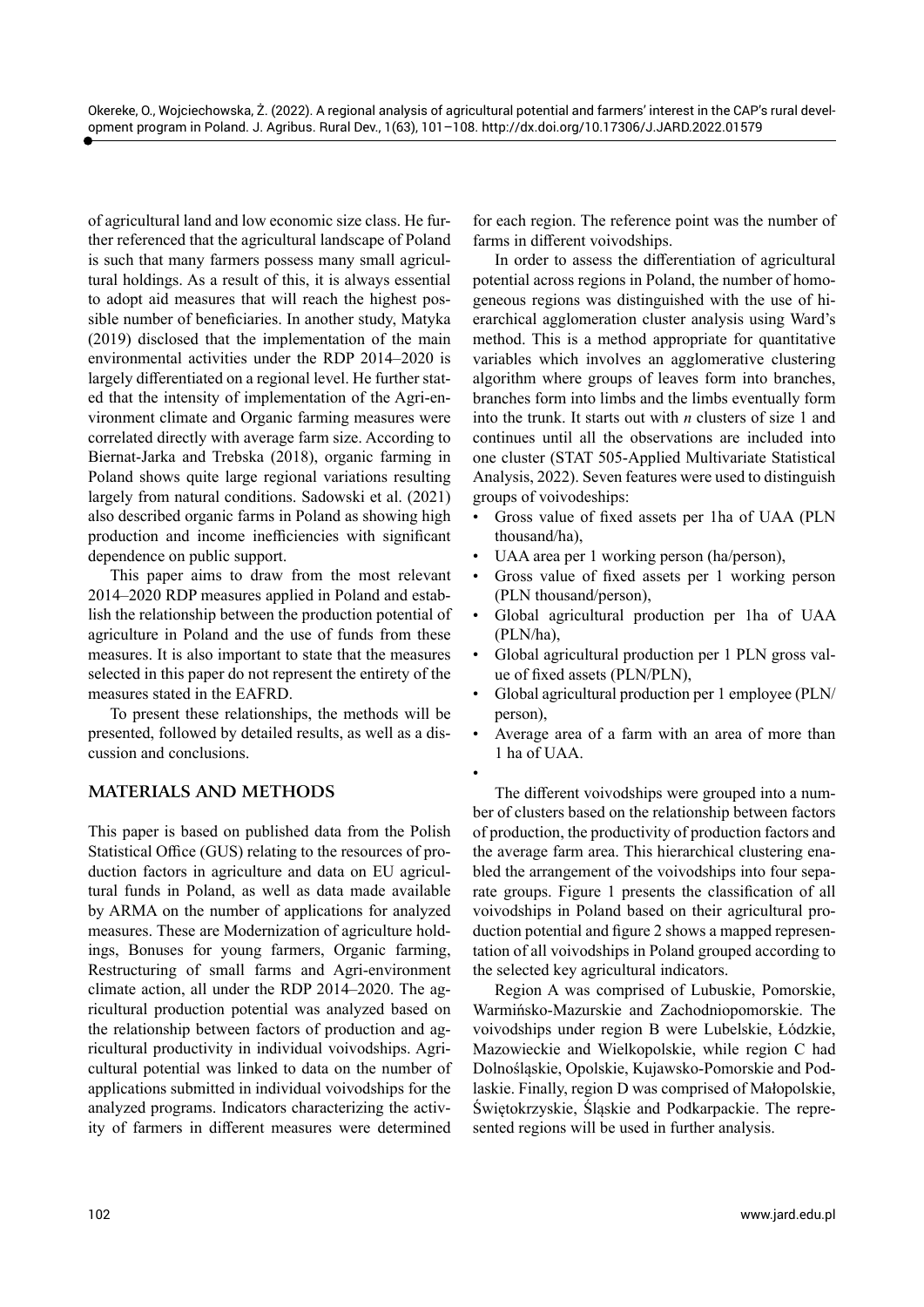of agricultural land and low economic size class. He further referenced that the agricultural landscape of Poland is such that many farmers possess many small agricultural holdings. As a result of this, it is always essential to adopt aid measures that will reach the highest possible number of beneficiaries. In another study, Matyka (2019) disclosed that the implementation of the main environmental activities under the RDP 2014–2020 is largely differentiated on a regional level. He further stated that the intensity of implementation of the Agri-environment climate and Organic farming measures were correlated directly with average farm size. According to Biernat-Jarka and Trebska (2018), organic farming in Poland shows quite large regional variations resulting largely from natural conditions. Sadowski et al. (2021) also described organic farms in Poland as showing high production and income inefficiencies with significant dependence on public support.

This paper aims to draw from the most relevant 2014–2020 RDP measures applied in Poland and establish the relationship between the production potential of agriculture in Poland and the use of funds from these measures. It is also important to state that the measures selected in this paper do not represent the entirety of the measures stated in the EAFRD.

To present these relationships, the methods will be presented, followed by detailed results, as well as a discussion and conclusions.

## MATERIALS AND METHODS

This paper is based on published data from the Polish Statistical Office (GUS) relating to the resources of production factors in agriculture and data on EU agricultural funds in Poland, as well as data made available by ARMA on the number of applications for analyzed measures. These are Modernization of agriculture holdings, Bonuses for young farmers, Organic farming, Restructuring of small farms and Agri-environment climate action, all under the RDP 2014–2020. The agricultural production potential was analyzed based on the relationship between factors of production and agricultural productivity in individual voivodships. Agricultural potential was linked to data on the number of applications submitted in individual voivodships for the analyzed programs. Indicators characterizing the activity of farmers in different measures were determined for each region. The reference point was the number of farms in different voivodships.

In order to assess the differentiation of agricultural potential across regions in Poland, the number of homogeneous regions was distinguished with the use of hierarchical agglomeration cluster analysis using Ward's method. This is a method appropriate for quantitative variables which involves an agglomerative clustering algorithm where groups of leaves form into branches, branches form into limbs and the limbs eventually form into the trunk. It starts out with *n* clusters of size 1 and continues until all the observations are included into one cluster (STAT 505-Applied Multivariate Statistical Analysis, 2022). Seven features were used to distinguish groups of voivodeships:

- Gross value of fixed assets per 1ha of UAA (PLN thousand/ha),
- UAA area per 1 working person (ha/person),
- Gross value of fixed assets per 1 working person (PLN thousand/person),
- Global agricultural production per 1ha of UAA (PLN/ha),
- Global agricultural production per 1 PLN gross value of fixed assets (PLN/PLN),
- Global agricultural production per 1 employee (PLN/person),
- Average area of a farm with an area of more than 1 ha of UAA.

The different voivodships were grouped into a number of clusters based on the relationship between factors of production, the productivity of production factors and the average farm area. This hierarchical clustering enabled the arrangement of the voivodships into four separate groups. Figure 1 presents the classification of all voivodships in Poland based on their agricultural production potential and figure 2 shows a mapped representation of all voivodships in Poland grouped according to the selected key agricultural indicators.

Region A was comprised of Lubuskie, Pomorskie, Warmińsko-Mazurskie and Zachodniopomorskie. The voivodships under region B were Lubelskie, Łódzkie, Mazowieckie and Wielkopolskie, while region C had Dolnośląskie, Opolskie, Kujawsko-Pomorskie and Podlaskie. Finally, region D was comprised of Małopolskie, Świętokrzyskie, Śląskie and Podkarpackie. The represented regions will be used in further analysis.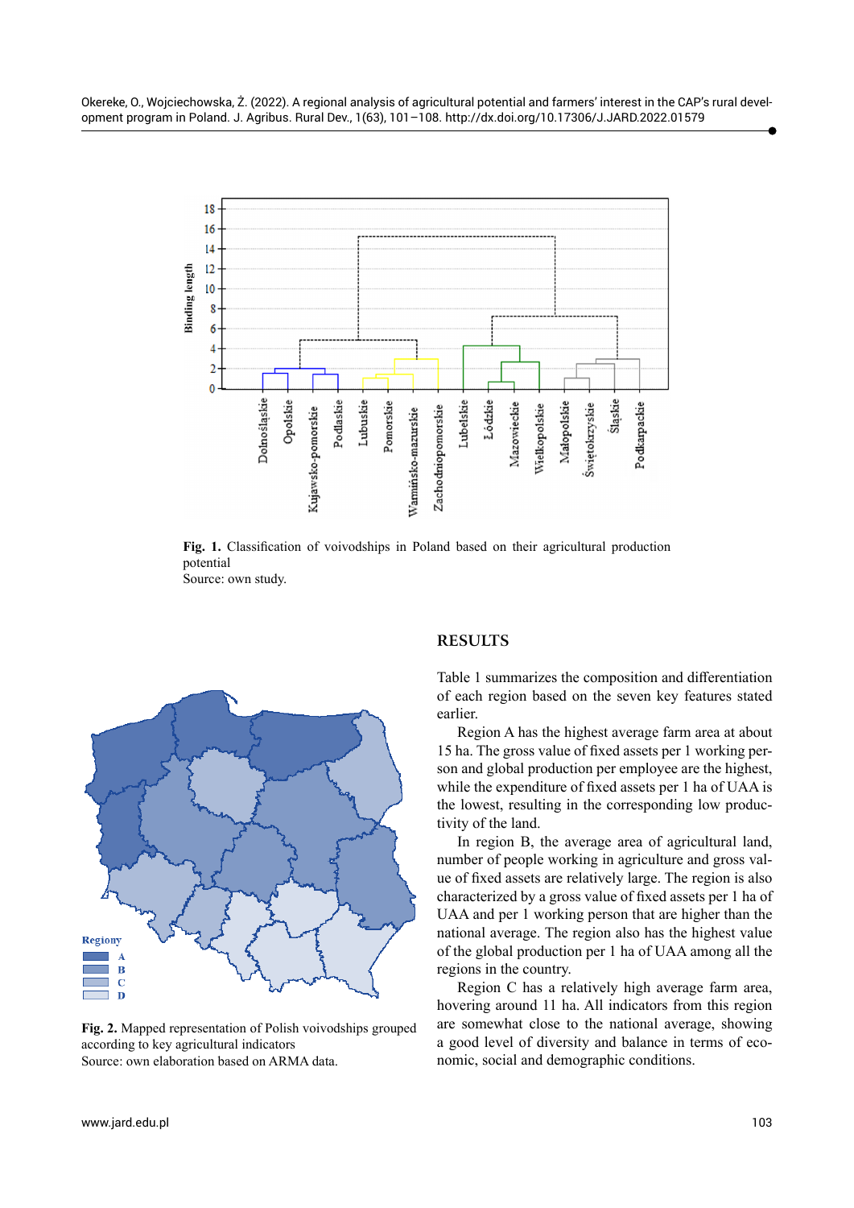Fig. 1. Classification of voivodships in Poland based on their agricultural production potential
Source: own study.

Fig. 2. Mapped representation of Polish voivodships grouped according to key agricultural indicators
Source: own elaboration based on ARMA data.

## RESULTS

Table 1 summarizes the composition and differentiation of each region based on the seven key features stated earlier.

Region A has the highest average farm area at about 15 ha. The gross value of fixed assets per 1 working person and global production per employee are the highest, while the expenditure of fixed assets per 1 ha of UAA is the lowest, resulting in the corresponding low productivity of the land.

In region B, the average area of agricultural land, number of people working in agriculture and gross value of fixed assets are relatively large. The region is also characterized by a gross value of fixed assets per 1 ha of UAA and per 1 working person that are higher than the national average. The region also has the highest value of the global production per 1 ha of UAA among all the regions in the country.

Region C has a relatively high average farm area, hovering around 11 ha. All indicators from this region are somewhat close to the national average, showing a good level of diversity and balance in terms of economic, social and demographic conditions.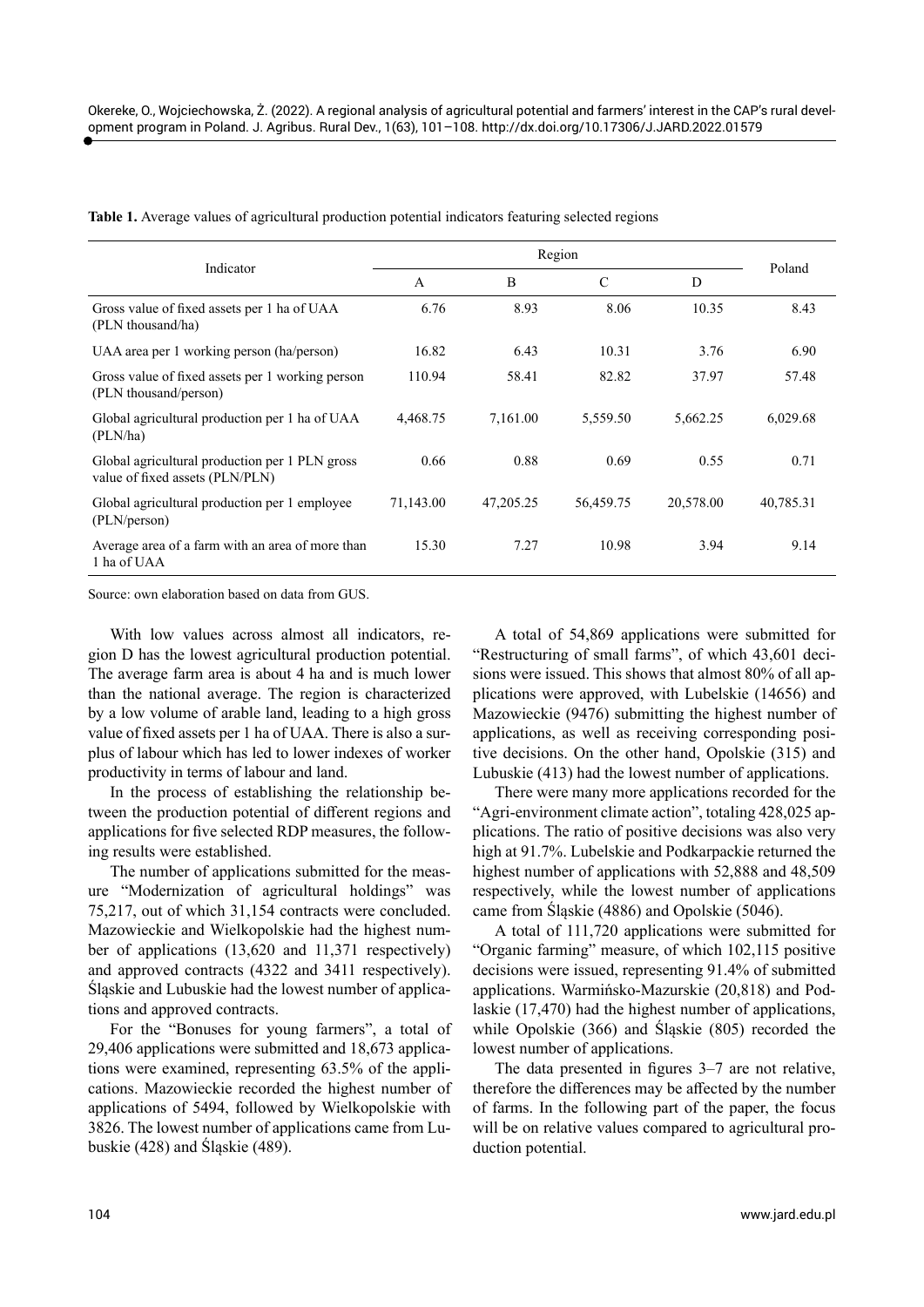**Table 1.** Average values of agricultural production potential indicators featuring selected regions

| Indicator | Region | | | | Poland |
|---|---|---|---|---|---|
| | A | B | C | D | |
| Gross value of fixed assets per 1 ha of UAA (PLN thousand/ha) | 6.76 | 8.93 | 8.06 | 10.35 | 8.43 |
| UAA area per 1 working person (ha/person) | 16.82 | 6.43 | 10.31 | 3.76 | 6.90 |
| Gross value of fixed assets per 1 working person (PLN thousand/person) | 110.94 | 58.41 | 82.82 | 37.97 | 57.48 |
| Global agricultural production per 1 ha of UAA (PLN/ha) | 4,468.75 | 7,161.00 | 5,559.50 | 5,662.25 | 6,029.68 |
| Global agricultural production per 1 PLN gross value of fixed assets (PLN/PLN) | 0.66 | 0.88 | 0.69 | 0.55 | 0.71 |
| Global agricultural production per 1 employee (PLN/person) | 71,143.00 | 47,205.25 | 56,459.75 | 20,578.00 | 40,785.31 |
| Average area of a farm with an area of more than 1 ha of UAA | 15.30 | 7.27 | 10.98 | 3.94 | 9.14 |

Source: own elaboration based on data from GUS.

With low values across almost all indicators, region D has the lowest agricultural production potential. The average farm area is about 4 ha and is much lower than the national average. The region is characterized by a low volume of arable land, leading to a high gross value of fixed assets per 1 ha of UAA. There is also a surplus of labour which has led to lower indexes of worker productivity in terms of labour and land.

In the process of establishing the relationship between the production potential of different regions and applications for five selected RDP measures, the following results were established.

The number of applications submitted for the measure "Modernization of agricultural holdings" was 75,217, out of which 31,154 contracts were concluded. Mazowieckie and Wielkopolskie had the highest number of applications (13,620 and 11,371 respectively) and approved contracts (4322 and 3411 respectively). Śląskie and Lubuskie had the lowest number of applications and approved contracts.

For the "Bonuses for young farmers", a total of 29,406 applications were submitted and 18,673 applications were examined, representing 63.5% of the applications. Mazowieckie recorded the highest number of applications of 5494, followed by Wielkopolskie with 3826. The lowest number of applications came from Lubuskie (428) and Śląskie (489).

A total of 54,869 applications were submitted for "Restructuring of small farms", of which 43,601 decisions were issued. This shows that almost 80% of all applications were approved, with Lubelskie (14656) and Mazowieckie (9476) submitting the highest number of applications, as well as receiving corresponding positive decisions. On the other hand, Opolskie (315) and Lubuskie (413) had the lowest number of applications.

There were many more applications recorded for the "Agri-environment climate action", totaling 428,025 applications. The ratio of positive decisions was also very high at 91.7%. Lubelskie and Podkarpackie returned the highest number of applications with 52,888 and 48,509 respectively, while the lowest number of applications came from Śląskie (4886) and Opolskie (5046).

A total of 111,720 applications were submitted for "Organic farming" measure, of which 102,115 positive decisions were issued, representing 91.4% of submitted applications. Warmińsko-Mazurskie (20,818) and Podlaskie (17,470) had the highest number of applications, while Opolskie (366) and Śląskie (805) recorded the lowest number of applications.

The data presented in figures 3–7 are not relative, therefore the differences may be affected by the number of farms. In the following part of the paper, the focus will be on relative values compared to agricultural production potential.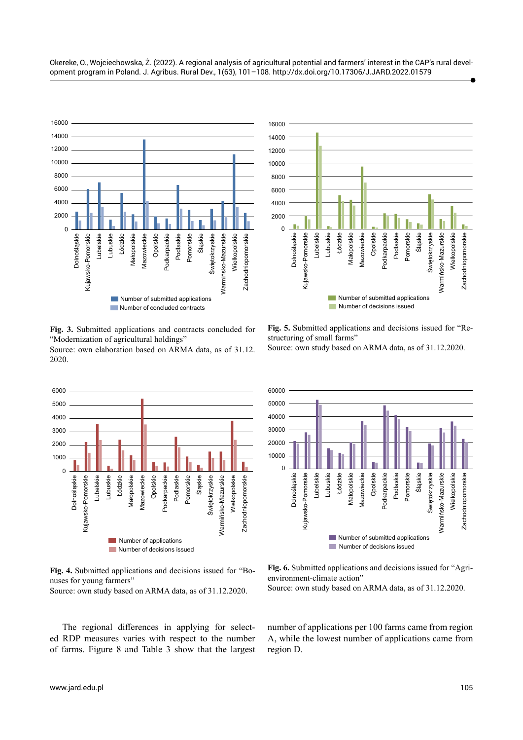**Fig. 3.** Submitted applications and contracts concluded for "Modernization of agricultural holdings"
Source: own elaboration based on ARMA data, as of 31.12.2020.

**Fig. 5.** Submitted applications and decisions issued for "Restructuring of small farms"
Source: own study based on ARMA data, as of 31.12.2020.

**Fig. 4.** Submitted applications and decisions issued for "Bonuses for young farmers"
Source: own study based on ARMA data, as of 31.12.2020.

**Fig. 6.** Submitted applications and decisions issued for "Agri-environment-climate action"
Source: own study based on ARMA data, as of 31.12.2020.

The regional differences in applying for selected RDP measures varies with respect to the number of farms. Figure 8 and Table 3 show that the largest number of applications per 100 farms came from region A, while the lowest number of applications came from region D.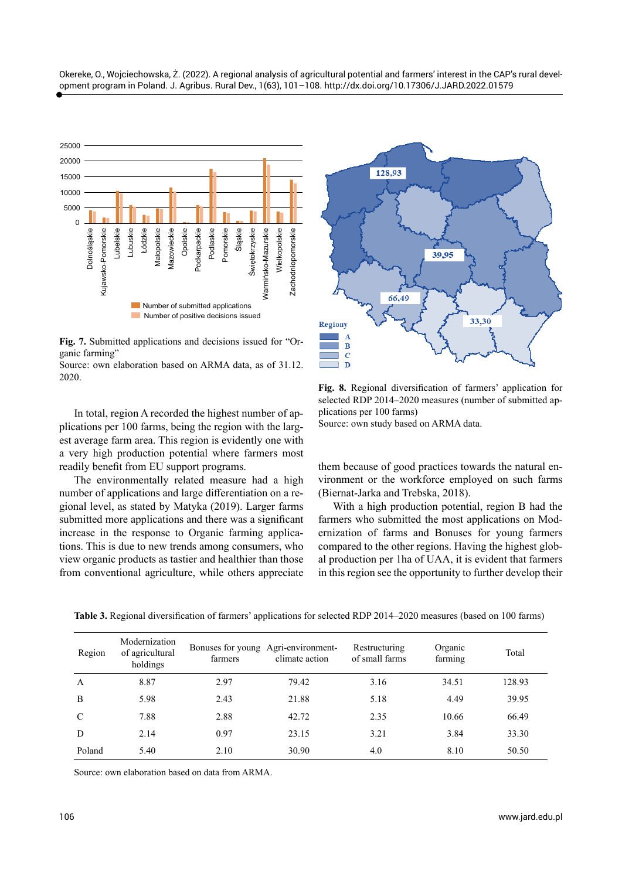Fig. 7. Submitted applications and decisions issued for "Organic farming"
Source: own elaboration based on ARMA data, as of 31.12. 2020.

Fig. 8. Regional diversification of farmers' application for selected RDP 2014–2020 measures (number of submitted applications per 100 farms)
Source: own study based on ARMA data.

In total, region A recorded the highest number of applications per 100 farms, being the region with the largest average farm area. This region is evidently one with a very high production potential where farmers most readily benefit from EU support programs.

The environmentally related measure had a high number of applications and large differentiation on a regional level, as stated by Matyka (2019). Larger farms submitted more applications and there was a significant increase in the response to Organic farming applications. This is due to new trends among consumers, who view organic products as tastier and healthier than those from conventional agriculture, while others appreciate them because of good practices towards the natural environment or the workforce employed on such farms (Biernat-Jarka and Trebska, 2018).

With a high production potential, region B had the farmers who submitted the most applications on Modernization of farms and Bonuses for young farmers compared to the other regions. Having the highest global production per 1ha of UAA, it is evident that farmers in this region see the opportunity to further develop their

**Table 3.** Regional diversification of farmers' applications for selected RDP 2014–2020 measures (based on 100 farms)

| Region | Modernization of agricultural holdings | Bonuses for young farmers | Agri-environment-climate action | Restructuring of small farms | Organic farming | Total |
|---|---|---|---|---|---|---|
| A | 8.87 | 2.97 | 79.42 | 3.16 | 34.51 | 128.93 |
| B | 5.98 | 2.43 | 21.88 | 5.18 | 4.49 | 39.95 |
| C | 7.88 | 2.88 | 42.72 | 2.35 | 10.66 | 66.49 |
| D | 2.14 | 0.97 | 23.15 | 3.21 | 3.84 | 33.30 |
| Poland | 5.40 | 2.10 | 30.90 | 4.0 | 8.10 | 50.50 |

Source: own elaboration based on data from ARMA.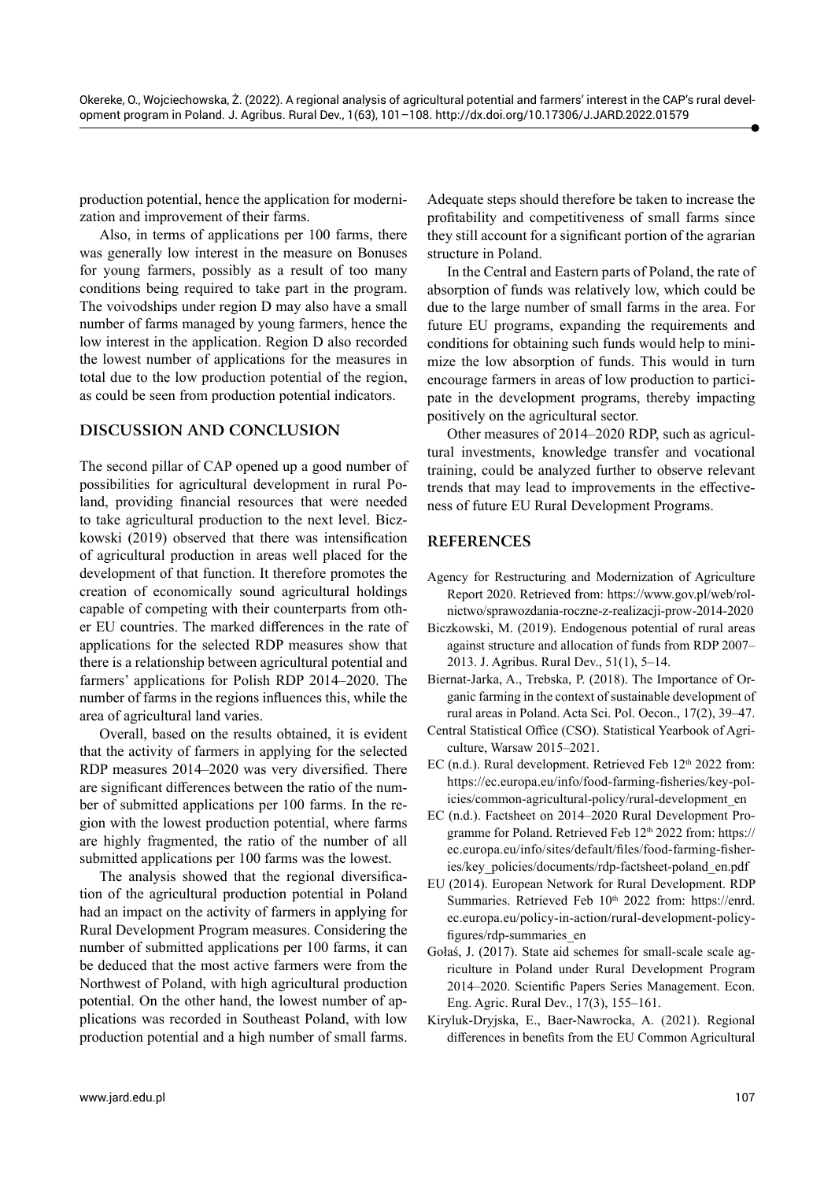production potential, hence the application for modernization and improvement of their farms.

Also, in terms of applications per 100 farms, there was generally low interest in the measure on Bonuses for young farmers, possibly as a result of too many conditions being required to take part in the program. The voivodships under region D may also have a small number of farms managed by young farmers, hence the low interest in the application. Region D also recorded the lowest number of applications for the measures in total due to the low production potential of the region, as could be seen from production potential indicators.

## DISCUSSION AND CONCLUSION

The second pillar of CAP opened up a good number of possibilities for agricultural development in rural Poland, providing financial resources that were needed to take agricultural production to the next level. Biczkowski (2019) observed that there was intensification of agricultural production in areas well placed for the development of that function. It therefore promotes the creation of economically sound agricultural holdings capable of competing with their counterparts from other EU countries. The marked differences in the rate of applications for the selected RDP measures show that there is a relationship between agricultural potential and farmers' applications for Polish RDP 2014–2020. The number of farms in the regions influences this, while the area of agricultural land varies.

Overall, based on the results obtained, it is evident that the activity of farmers in applying for the selected RDP measures 2014–2020 was very diversified. There are significant differences between the ratio of the number of submitted applications per 100 farms. In the region with the lowest production potential, where farms are highly fragmented, the ratio of the number of all submitted applications per 100 farms was the lowest.

The analysis showed that the regional diversification of the agricultural production potential in Poland had an impact on the activity of farmers in applying for Rural Development Program measures. Considering the number of submitted applications per 100 farms, it can be deduced that the most active farmers were from the Northwest of Poland, with high agricultural production potential. On the other hand, the lowest number of applications was recorded in Southeast Poland, with low production potential and a high number of small farms. Adequate steps should therefore be taken to increase the profitability and competitiveness of small farms since they still account for a significant portion of the agrarian structure in Poland.

In the Central and Eastern parts of Poland, the rate of absorption of funds was relatively low, which could be due to the large number of small farms in the area. For future EU programs, expanding the requirements and conditions for obtaining such funds would help to minimize the low absorption of funds. This would in turn encourage farmers in areas of low production to participate in the development programs, thereby impacting positively on the agricultural sector.

Other measures of 2014–2020 RDP, such as agricultural investments, knowledge transfer and vocational training, could be analyzed further to observe relevant trends that may lead to improvements in the effectiveness of future EU Rural Development Programs.

## REFERENCES

Agency for Restructuring and Modernization of Agriculture Report 2020. Retrieved from: https://www.gov.pl/web/rolnictwo/sprawozdania-roczne-z-realizacji-prow-2014-2020

Biczkowski, M. (2019). Endogenous potential of rural areas against structure and allocation of funds from RDP 2007–2013. J. Agribus. Rural Dev., 51(1), 5–14.

Biernat-Jarka, A., Trebska, P. (2018). The Importance of Organic farming in the context of sustainable development of rural areas in Poland. Acta Sci. Pol. Oecon., 17(2), 39–47.

Central Statistical Office (CSO). Statistical Yearbook of Agriculture, Warsaw 2015–2021.

EC (n.d.). Rural development. Retrieved Feb 12th 2022 from: https://ec.europa.eu/info/food-farming-fisheries/key-policies/common-agricultural-policy/rural-development_en

EC (n.d.). Factsheet on 2014–2020 Rural Development Programme for Poland. Retrieved Feb 12th 2022 from: https://ec.europa.eu/info/sites/default/files/food-farming-fisheries/key_policies/documents/rdp-factsheet-poland_en.pdf

EU (2014). European Network for Rural Development. RDP Summaries. Retrieved Feb 10th 2022 from: https://enrd.ec.europa.eu/policy-in-action/rural-development-policy-figures/rdp-summaries_en

Gołaś, J. (2017). State aid schemes for small-scale scale agriculture in Poland under Rural Development Program 2014–2020. Scientific Papers Series Management. Econ. Eng. Agric. Rural Dev., 17(3), 155–161.

Kiryluk-Dryjska, E., Baer-Nawrocka, A. (2021). Regional differences in benefits from the EU Common Agricultural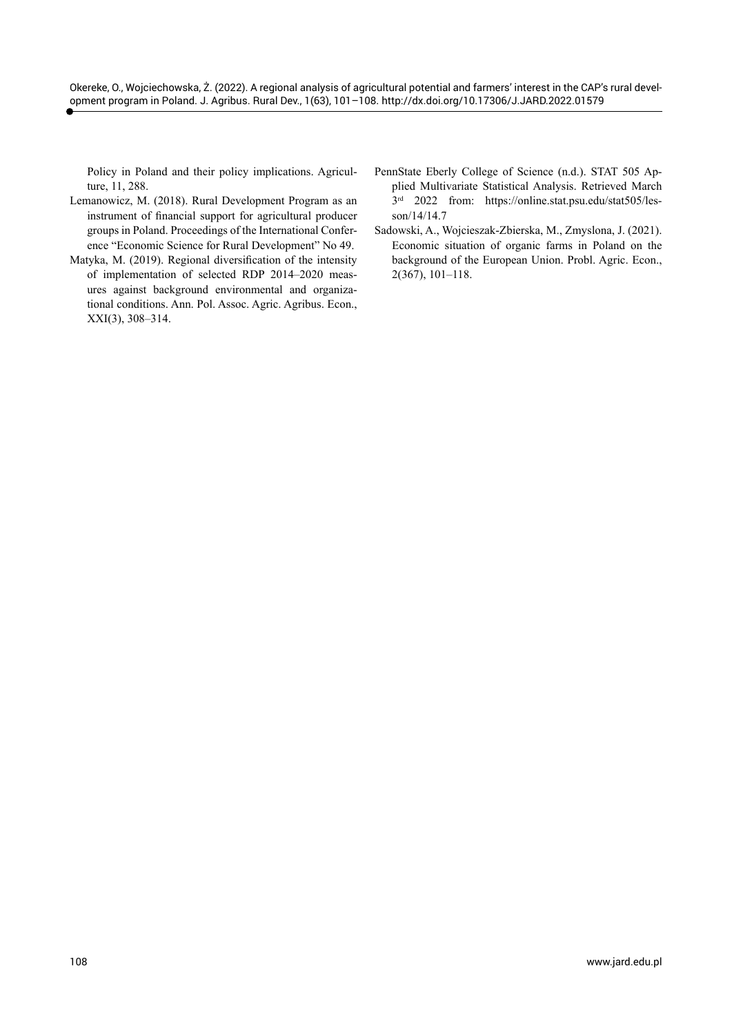Policy in Poland and their policy implications. Agriculture, 11, 288.

Lemanowicz, M. (2018). Rural Development Program as an instrument of financial support for agricultural producer groups in Poland. Proceedings of the International Conference "Economic Science for Rural Development" No 49.

Matyka, M. (2019). Regional diversification of the intensity of implementation of selected RDP 2014–2020 measures against background environmental and organizational conditions. Ann. Pol. Assoc. Agric. Agribus. Econ., XXI(3), 308–314.

PennState Eberly College of Science (n.d.). STAT 505 Applied Multivariate Statistical Analysis. Retrieved March 3rd 2022 from: https://online.stat.psu.edu/stat505/lesson/14/14.7

Sadowski, A., Wojcieszak-Zbierska, M., Zmyslona, J. (2021). Economic situation of organic farms in Poland on the background of the European Union. Probl. Agric. Econ., 2(367), 101–118.